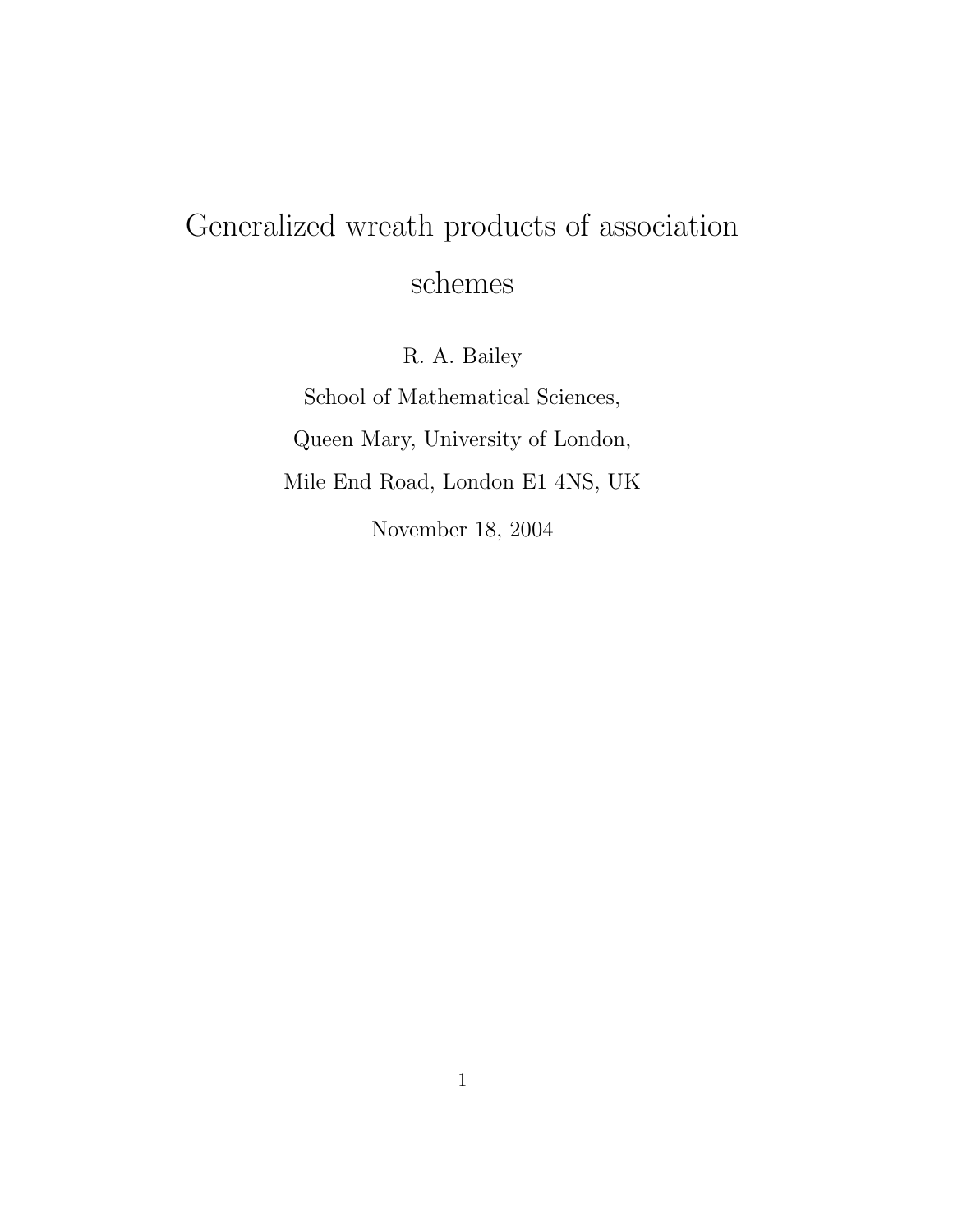# Generalized wreath products of association schemes

R. A. Bailey

School of Mathematical Sciences,

Queen Mary, University of London,

Mile End Road, London E1 4NS, UK

November 18, 2004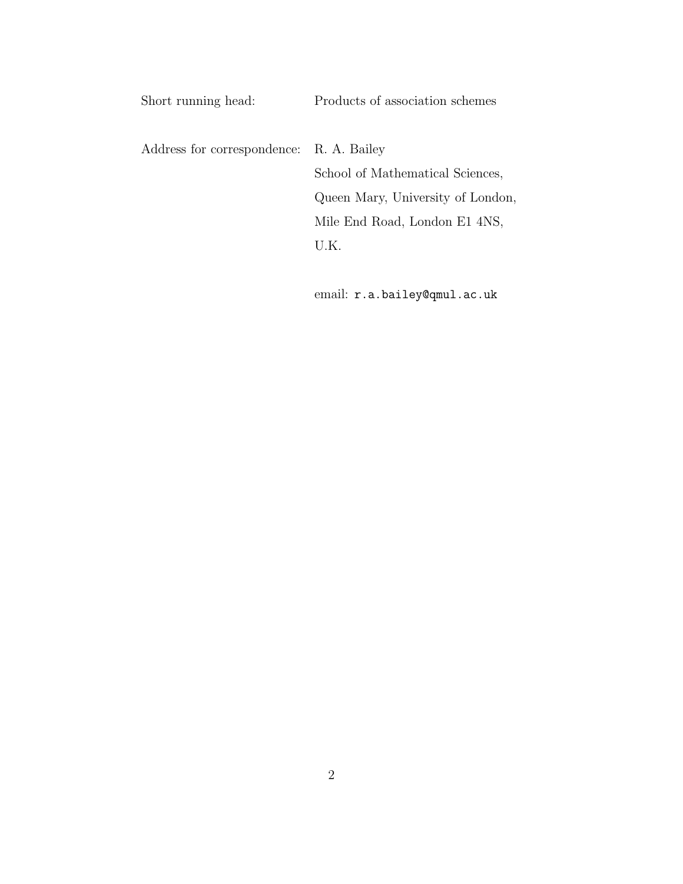Short running head: Products of association schemes

Address for correspondence: R. A. Bailey
School of Mathematical Sciences,
Queen Mary, University of London,
Mile End Road, London E1 4NS,
U.K.

email: `r.a.bailey@qmul.ac.uk`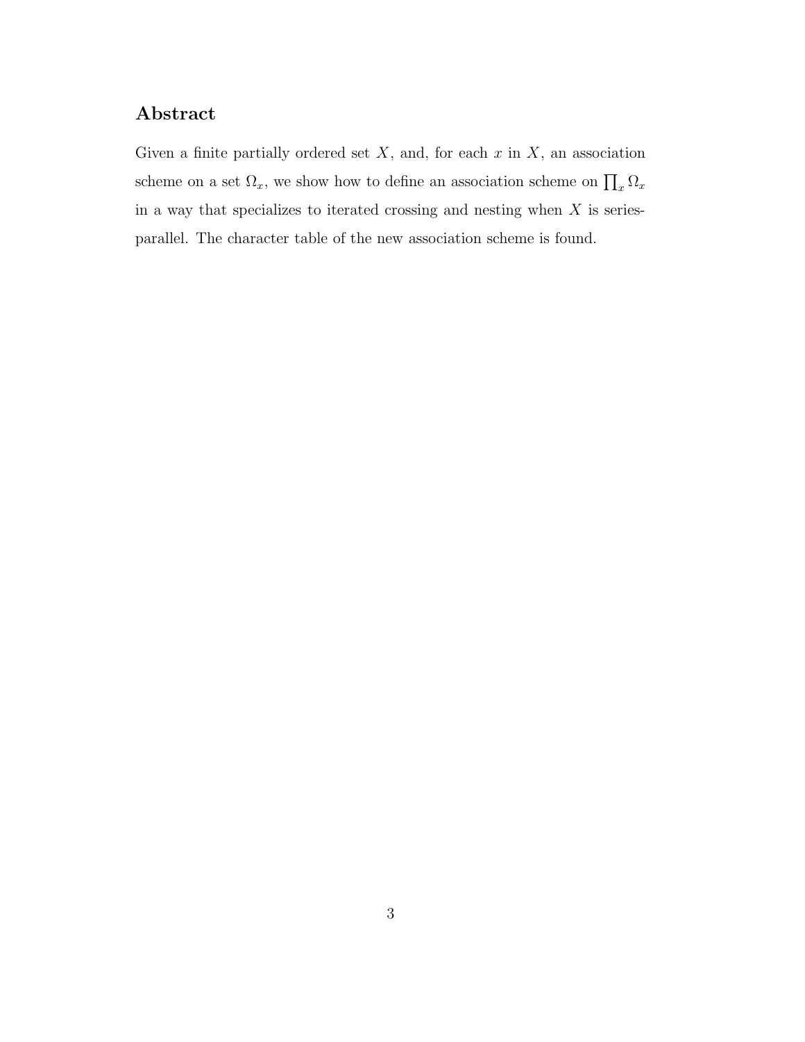## Abstract

Given a finite partially ordered set $X$, and, for each $x$ in $X$, an association scheme on a set $\Omega_x$, we show how to define an association scheme on $\prod_x \Omega_x$ in a way that specializes to iterated crossing and nesting when $X$ is series-parallel. The character table of the new association scheme is found.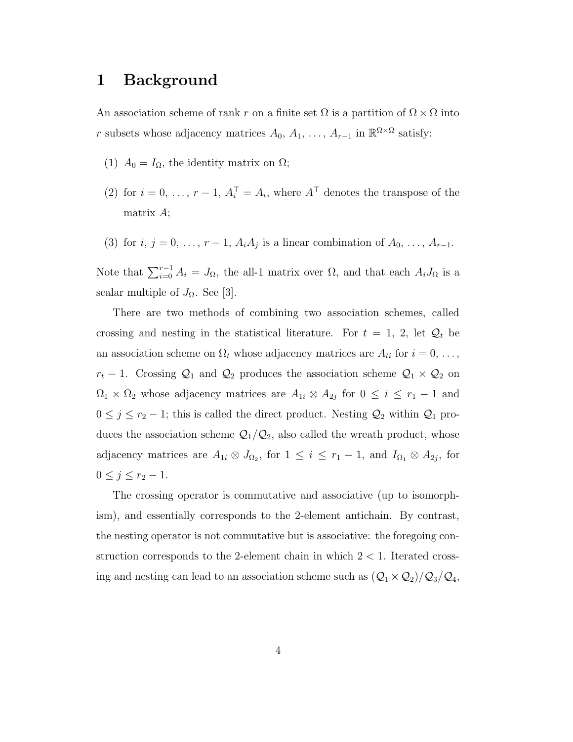# 1 Background

An association scheme of rank $r$ on a finite set $\Omega$ is a partition of $\Omega \times \Omega$ into $r$ subsets whose adjacency matrices $A_0$, $A_1$, ..., $A_{r-1}$ in $\mathbb{R}^{\Omega\times\Omega}$ satisfy:

(1) $A_0 = I_\Omega$, the identity matrix on $\Omega$;

(2) for $i = 0, \ldots, r-1$, $A_i^\top = A_i$, where $A^\top$ denotes the transpose of the matrix $A$;

(3) for $i, j = 0, \ldots, r-1$, $A_iA_j$ is a linear combination of $A_0, \ldots, A_{r-1}$.

Note that $\sum_{i=0}^{r-1} A_i = J_\Omega$, the all-1 matrix over $\Omega$, and that each $A_iJ_\Omega$ is a scalar multiple of $J_\Omega$. See [3].

There are two methods of combining two association schemes, called crossing and nesting in the statistical literature. For $t = 1, 2$, let $\mathcal{Q}_t$ be an association scheme on $\Omega_t$ whose adjacency matrices are $A_{ti}$ for $i = 0, \ldots, r_t - 1$. Crossing $\mathcal{Q}_1$ and $\mathcal{Q}_2$ produces the association scheme $\mathcal{Q}_1 \times \mathcal{Q}_2$ on $\Omega_1 \times \Omega_2$ whose adjacency matrices are $A_{1i} \otimes A_{2j}$ for $0 \leq i \leq r_1 - 1$ and $0 \leq j \leq r_2 - 1$; this is called the direct product. Nesting $\mathcal{Q}_2$ within $\mathcal{Q}_1$ produces the association scheme $\mathcal{Q}_1/\mathcal{Q}_2$, also called the wreath product, whose adjacency matrices are $A_{1i} \otimes J_{\Omega_2}$, for $1 \leq i \leq r_1 - 1$, and $I_{\Omega_1} \otimes A_{2j}$, for $0 \leq j \leq r_2 - 1$.

The crossing operator is commutative and associative (up to isomorphism), and essentially corresponds to the 2-element antichain. By contrast, the nesting operator is not commutative but is associative: the foregoing construction corresponds to the 2-element chain in which $2 < 1$. Iterated crossing and nesting can lead to an association scheme such as $(\mathcal{Q}_1 \times \mathcal{Q}_2)/\mathcal{Q}_3/\mathcal{Q}_4$,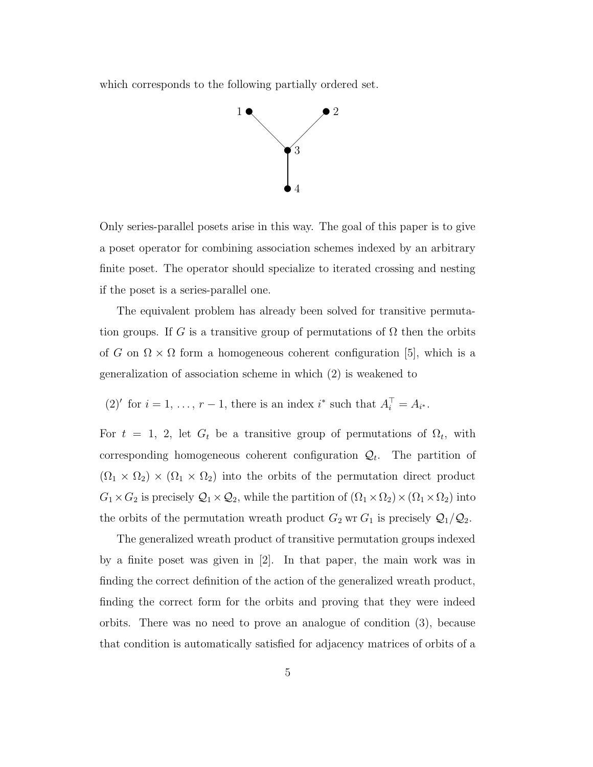which corresponds to the following partially ordered set.

Only series-parallel posets arise in this way. The goal of this paper is to give a poset operator for combining association schemes indexed by an arbitrary finite poset. The operator should specialize to iterated crossing and nesting if the poset is a series-parallel one.

The equivalent problem has already been solved for transitive permutation groups. If $G$ is a transitive group of permutations of $\Omega$ then the orbits of $G$ on $\Omega \times \Omega$ form a homogeneous coherent configuration [5], which is a generalization of association scheme in which (2) is weakened to

(2)′ for $i = 1, \ldots, r-1$, there is an index $i^*$ such that $A_i^\top = A_{i^*}$.

For $t = 1, 2$, let $G_t$ be a transitive group of permutations of $\Omega_t$, with corresponding homogeneous coherent configuration $\mathcal{Q}_t$. The partition of $(\Omega_1 \times \Omega_2) \times (\Omega_1 \times \Omega_2)$ into the orbits of the permutation direct product $G_1 \times G_2$ is precisely $\mathcal{Q}_1 \times \mathcal{Q}_2$, while the partition of $(\Omega_1 \times \Omega_2) \times (\Omega_1 \times \Omega_2)$ into the orbits of the permutation wreath product $G_2 \operatorname{wr} G_1$ is precisely $\mathcal{Q}_1/\mathcal{Q}_2$.

The generalized wreath product of transitive permutation groups indexed by a finite poset was given in [2]. In that paper, the main work was in finding the correct definition of the action of the generalized wreath product, finding the correct form for the orbits and proving that they were indeed orbits. There was no need to prove an analogue of condition (3), because that condition is automatically satisfied for adjacency matrices of orbits of a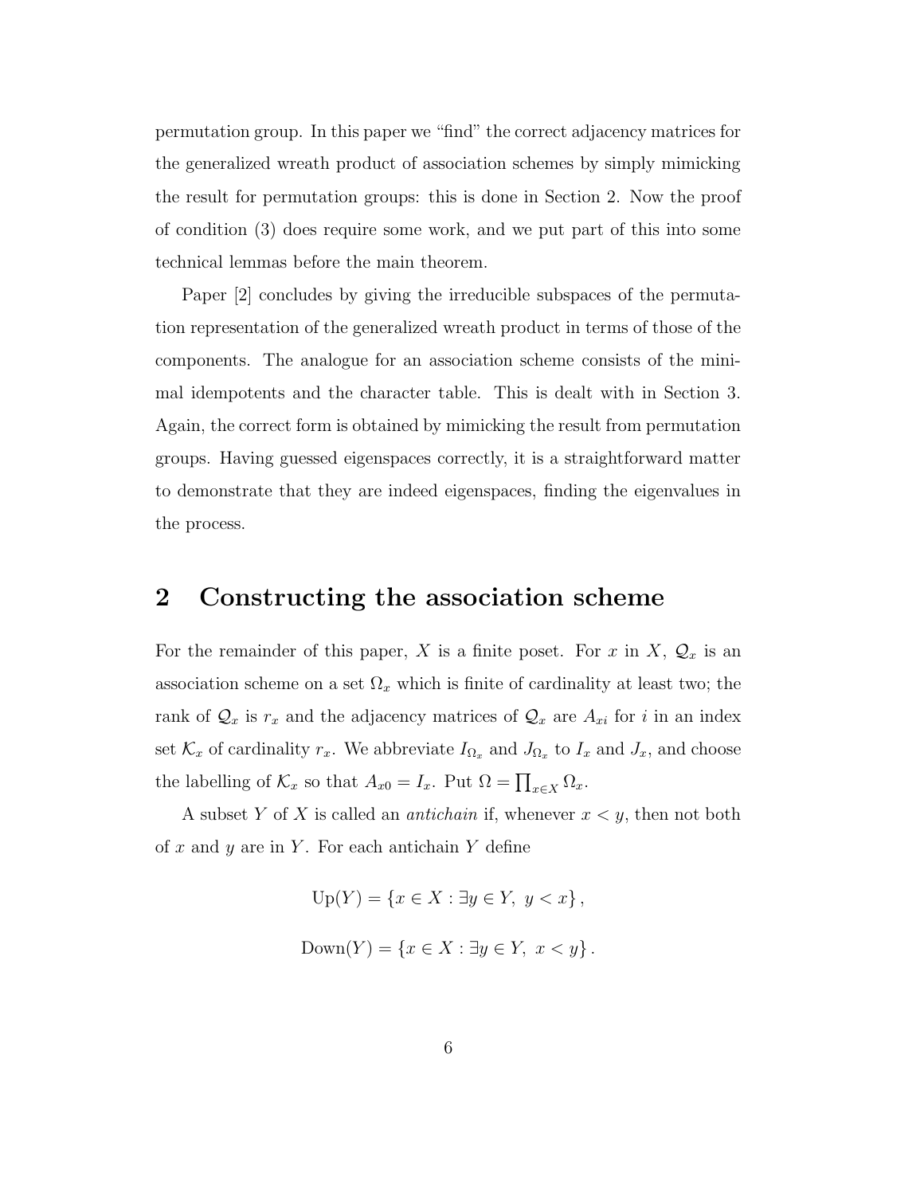permutation group. In this paper we "find" the correct adjacency matrices for the generalized wreath product of association schemes by simply mimicking the result for permutation groups: this is done in Section 2. Now the proof of condition (3) does require some work, and we put part of this into some technical lemmas before the main theorem.

Paper [2] concludes by giving the irreducible subspaces of the permutation representation of the generalized wreath product in terms of those of the components. The analogue for an association scheme consists of the minimal idempotents and the character table. This is dealt with in Section 3. Again, the correct form is obtained by mimicking the result from permutation groups. Having guessed eigenspaces correctly, it is a straightforward matter to demonstrate that they are indeed eigenspaces, finding the eigenvalues in the process.

## 2 Constructing the association scheme

For the remainder of this paper, $X$ is a finite poset. For $x$ in $X$, $\mathcal{Q}_x$ is an association scheme on a set $\Omega_x$ which is finite of cardinality at least two; the rank of $\mathcal{Q}_x$ is $r_x$ and the adjacency matrices of $\mathcal{Q}_x$ are $A_{xi}$ for $i$ in an index set $\mathcal{K}_x$ of cardinality $r_x$. We abbreviate $I_{\Omega_x}$ and $J_{\Omega_x}$ to $I_x$ and $J_x$, and choose the labelling of $\mathcal{K}_x$ so that $A_{x0} = I_x$. Put $\Omega = \prod_{x\in X} \Omega_x$.

A subset $Y$ of $X$ is called an *antichain* if, whenever $x < y$, then not both of $x$ and $y$ are in $Y$. For each antichain $Y$ define

$$\mathrm{Up}(Y) = \{x \in X : \exists y \in Y,\ y < x\},$$

$$\mathrm{Down}(Y) = \{x \in X : \exists y \in Y,\ x < y\}.$$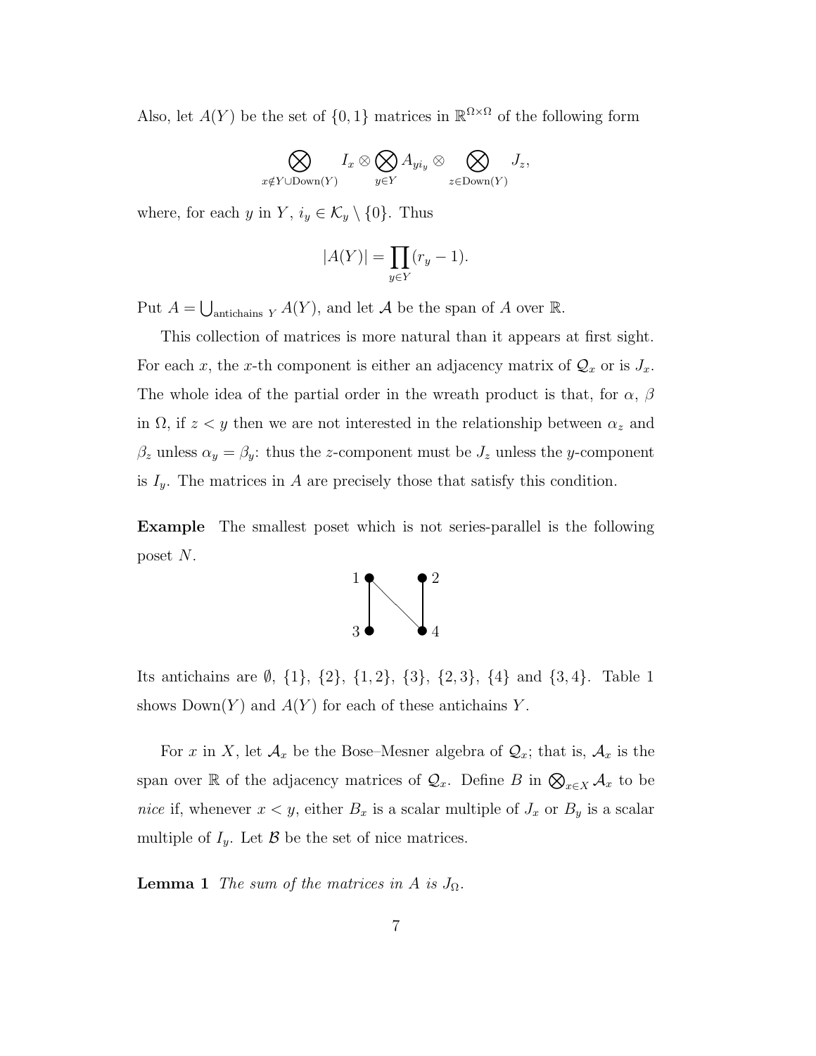Also, let $A(Y)$ be the set of $\{0,1\}$ matrices in $\mathbb{R}^{\Omega\times\Omega}$ of the following form

$$\bigotimes_{x\notin Y\cup \mathrm{Down}(Y)} I_x \otimes \bigotimes_{y\in Y} A_{yi_y} \otimes \bigotimes_{z\in \mathrm{Down}(Y)} J_z,$$

where, for each $y$ in $Y$, $i_y \in \mathcal{K}_y \setminus \{0\}$. Thus

$$|A(Y)| = \prod_{y\in Y}(r_y - 1).$$

Put $A = \bigcup_{\text{antichains } Y} A(Y)$, and let $\mathcal{A}$ be the span of $A$ over $\mathbb{R}$.

This collection of matrices is more natural than it appears at first sight. For each $x$, the $x$-th component is either an adjacency matrix of $\mathcal{Q}_x$ or is $J_x$. The whole idea of the partial order in the wreath product is that, for $\alpha$, $\beta$ in $\Omega$, if $z < y$ then we are not interested in the relationship between $\alpha_z$ and $\beta_z$ unless $\alpha_y = \beta_y$: thus the $z$-component must be $J_z$ unless the $y$-component is $I_y$. The matrices in $A$ are precisely those that satisfy this condition.

**Example** The smallest poset which is not series-parallel is the following poset $N$.

Its antichains are $\emptyset$, $\{1\}$, $\{2\}$, $\{1,2\}$, $\{3\}$, $\{2,3\}$, $\{4\}$ and $\{3,4\}$. Table 1 shows $\mathrm{Down}(Y)$ and $A(Y)$ for each of these antichains $Y$.

For $x$ in $X$, let $\mathcal{A}_x$ be the Bose–Mesner algebra of $\mathcal{Q}_x$; that is, $\mathcal{A}_x$ is the span over $\mathbb{R}$ of the adjacency matrices of $\mathcal{Q}_x$. Define $B$ in $\bigotimes_{x\in X}\mathcal{A}_x$ to be *nice* if, whenever $x < y$, either $B_x$ is a scalar multiple of $J_x$ or $B_y$ is a scalar multiple of $I_y$. Let $\mathcal{B}$ be the set of nice matrices.

**Lemma 1** *The sum of the matrices in $A$ is $J_\Omega$.*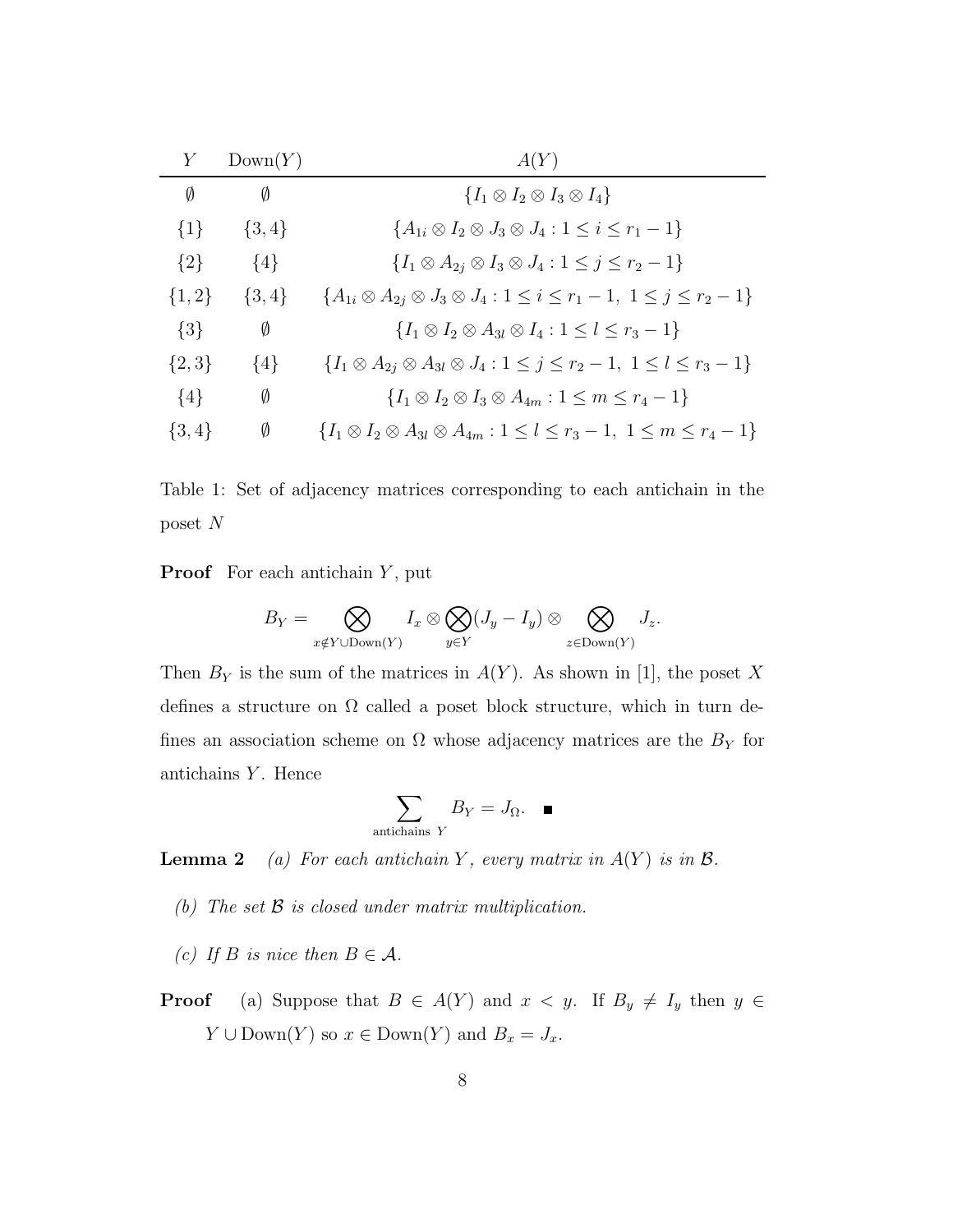| $Y$ | $\mathrm{Down}(Y)$ | $A(Y)$ |
|---|---|---|
| $\emptyset$ | $\emptyset$ | $\{I_1 \otimes I_2 \otimes I_3 \otimes I_4\}$ |
| $\{1\}$ | $\{3,4\}$ | $\{A_{1i} \otimes I_2 \otimes J_3 \otimes J_4 : 1 \leq i \leq r_1 - 1\}$ |
| $\{2\}$ | $\{4\}$ | $\{I_1 \otimes A_{2j} \otimes I_3 \otimes J_4 : 1 \leq j \leq r_2 - 1\}$ |
| $\{1,2\}$ | $\{3,4\}$ | $\{A_{1i} \otimes A_{2j} \otimes J_3 \otimes J_4 : 1 \leq i \leq r_1 - 1,\ 1 \leq j \leq r_2 - 1\}$ |
| $\{3\}$ | $\emptyset$ | $\{I_1 \otimes I_2 \otimes A_{3l} \otimes I_4 : 1 \leq l \leq r_3 - 1\}$ |
| $\{2,3\}$ | $\{4\}$ | $\{I_1 \otimes A_{2j} \otimes A_{3l} \otimes J_4 : 1 \leq j \leq r_2 - 1,\ 1 \leq l \leq r_3 - 1\}$ |
| $\{4\}$ | $\emptyset$ | $\{I_1 \otimes I_2 \otimes I_3 \otimes A_{4m} : 1 \leq m \leq r_4 - 1\}$ |
| $\{3,4\}$ | $\emptyset$ | $\{I_1 \otimes I_2 \otimes A_{3l} \otimes A_{4m} : 1 \leq l \leq r_3 - 1,\ 1 \leq m \leq r_4 - 1\}$ |

Table 1: Set of adjacency matrices corresponding to each antichain in the poset $N$

**Proof** For each antichain $Y$, put

$$B_Y = \bigotimes_{x \notin Y \cup \mathrm{Down}(Y)} I_x \otimes \bigotimes_{y \in Y} (J_y - I_y) \otimes \bigotimes_{z \in \mathrm{Down}(Y)} J_z.$$

Then $B_Y$ is the sum of the matrices in $A(Y)$. As shown in [1], the poset $X$ defines a structure on $\Omega$ called a poset block structure, which in turn defines an association scheme on $\Omega$ whose adjacency matrices are the $B_Y$ for antichains $Y$. Hence

$$\sum_{\text{antichains } Y} B_Y = J_\Omega. \quad \blacksquare$$

**Lemma 2** *(a) For each antichain $Y$, every matrix in $A(Y)$ is in $\mathcal{B}$.*

*(b) The set $\mathcal{B}$ is closed under matrix multiplication.*

*(c) If $B$ is nice then $B \in \mathcal{A}$.*

**Proof** (a) Suppose that $B \in A(Y)$ and $x < y$. If $B_y \neq I_y$ then $y \in Y \cup \mathrm{Down}(Y)$ so $x \in \mathrm{Down}(Y)$ and $B_x = J_x$.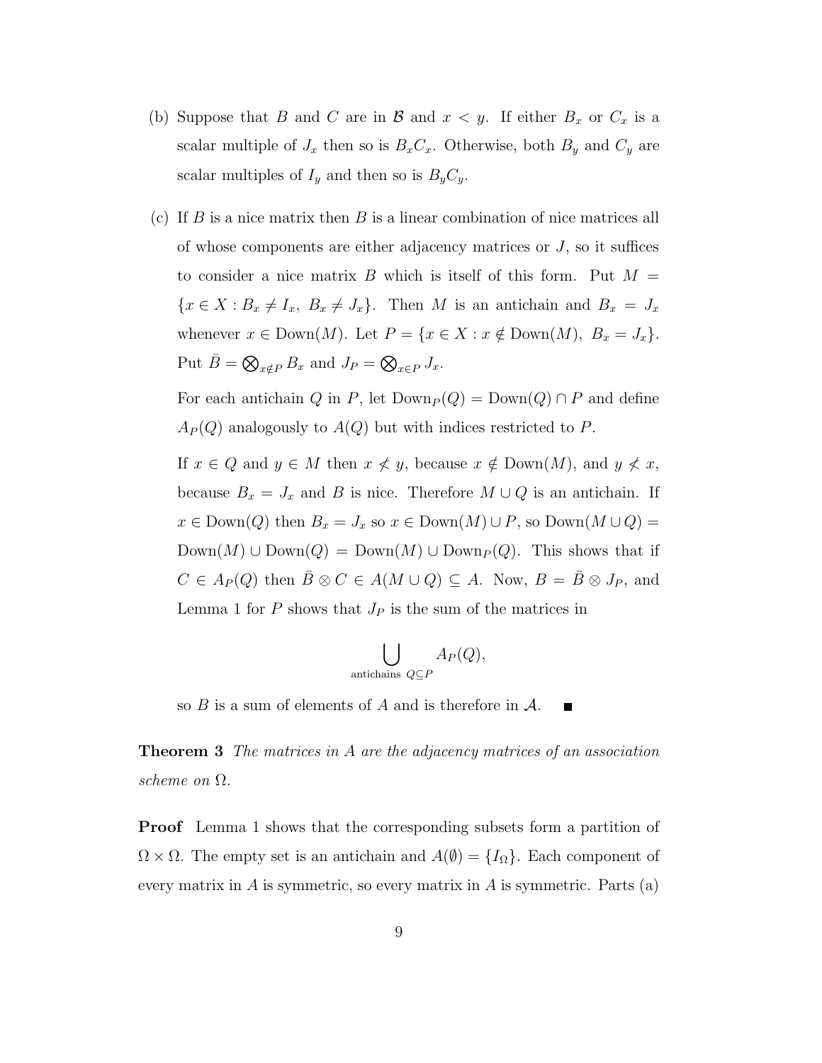(b) Suppose that $B$ and $C$ are in $\mathcal{B}$ and $x < y$. If either $B_x$ or $C_x$ is a scalar multiple of $J_x$ then so is $B_xC_x$. Otherwise, both $B_y$ and $C_y$ are scalar multiples of $I_y$ and then so is $B_yC_y$.

(c) If $B$ is a nice matrix then $B$ is a linear combination of nice matrices all of whose components are either adjacency matrices or $J$, so it suffices to consider a nice matrix $B$ which is itself of this form. Put $M = \{x \in X : B_x \neq I_x,\ B_x \neq J_x\}$. Then $M$ is an antichain and $B_x = J_x$ whenever $x \in \mathrm{Down}(M)$. Let $P = \{x \in X : x \notin \mathrm{Down}(M),\ B_x = J_x\}$. Put $\bar{B} = \bigotimes_{x \notin P} B_x$ and $J_P = \bigotimes_{x \in P} J_x$.

For each antichain $Q$ in $P$, let $\mathrm{Down}_P(Q) = \mathrm{Down}(Q) \cap P$ and define $A_P(Q)$ analogously to $A(Q)$ but with indices restricted to $P$.

If $x \in Q$ and $y \in M$ then $x \not< y$, because $x \notin \mathrm{Down}(M)$, and $y \not< x$, because $B_x = J_x$ and $B$ is nice. Therefore $M \cup Q$ is an antichain. If $x \in \mathrm{Down}(Q)$ then $B_x = J_x$ so $x \in \mathrm{Down}(M) \cup P$, so $\mathrm{Down}(M \cup Q) = \mathrm{Down}(M) \cup \mathrm{Down}(Q) = \mathrm{Down}(M) \cup \mathrm{Down}_P(Q)$. This shows that if $C \in A_P(Q)$ then $\bar{B} \otimes C \in A(M \cup Q) \subseteq A$. Now, $B = \bar{B} \otimes J_P$, and Lemma 1 for $P$ shows that $J_P$ is the sum of the matrices in

$$\bigcup_{\text{antichains } Q \subseteq P} A_P(Q),$$

so $B$ is a sum of elements of $A$ and is therefore in $\mathcal{A}$. ∎

**Theorem 3** *The matrices in $A$ are the adjacency matrices of an association scheme on $\Omega$.*

**Proof** Lemma 1 shows that the corresponding subsets form a partition of $\Omega \times \Omega$. The empty set is an antichain and $A(\emptyset) = \{I_\Omega\}$. Each component of every matrix in $A$ is symmetric, so every matrix in $A$ is symmetric. Parts (a)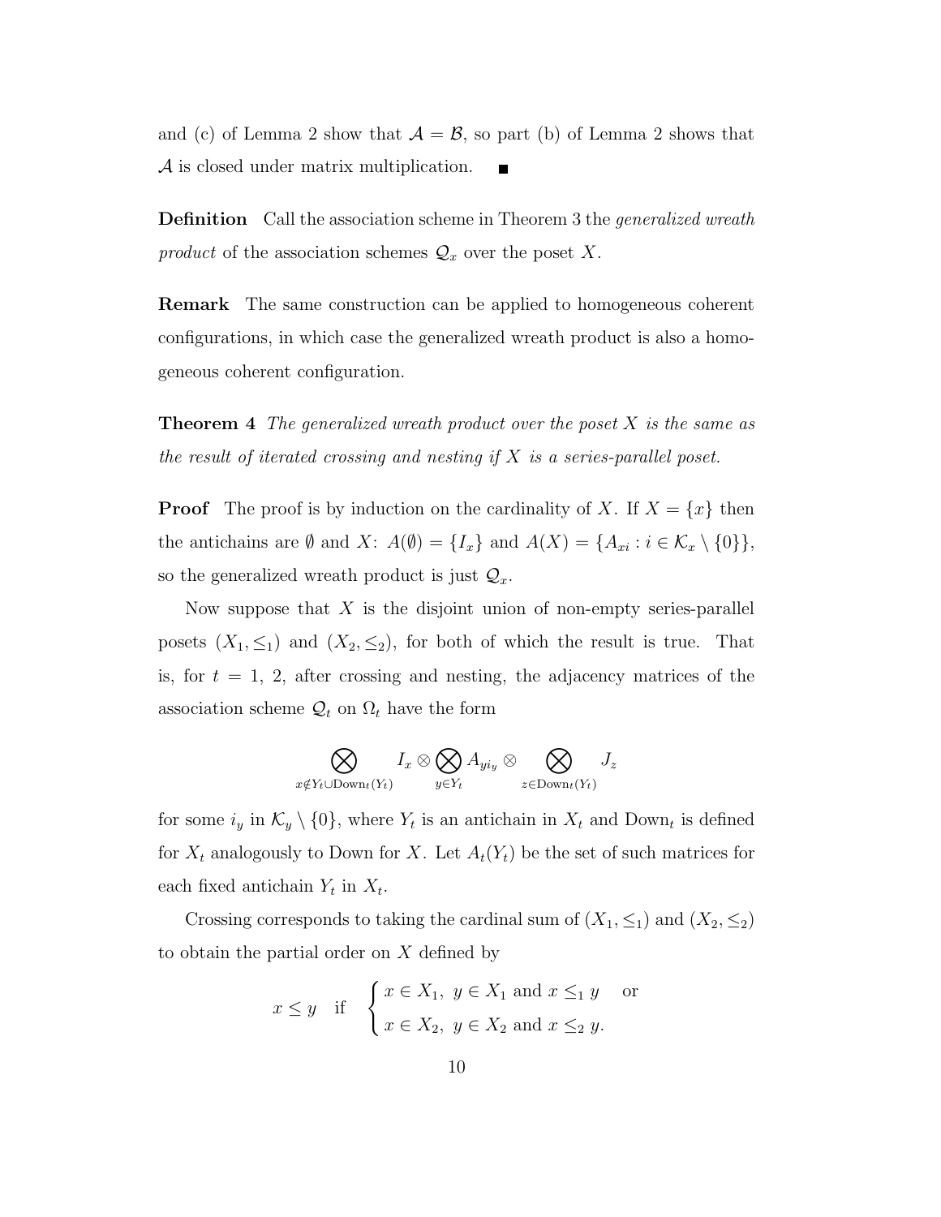and (c) of Lemma 2 show that $\mathcal{A} = \mathcal{B}$, so part (b) of Lemma 2 shows that $\mathcal{A}$ is closed under matrix multiplication. ■

**Definition** Call the association scheme in Theorem 3 the *generalized wreath product* of the association schemes $\mathcal{Q}_x$ over the poset $X$.

**Remark** The same construction can be applied to homogeneous coherent configurations, in which case the generalized wreath product is also a homogeneous coherent configuration.

**Theorem 4** *The generalized wreath product over the poset $X$ is the same as the result of iterated crossing and nesting if $X$ is a series-parallel poset.*

**Proof** The proof is by induction on the cardinality of $X$. If $X = \{x\}$ then the antichains are $\emptyset$ and $X$: $A(\emptyset) = \{I_x\}$ and $A(X) = \{A_{xi} : i \in \mathcal{K}_x \setminus \{0\}\}$, so the generalized wreath product is just $\mathcal{Q}_x$.

Now suppose that $X$ is the disjoint union of non-empty series-parallel posets $(X_1, \leq_1)$ and $(X_2, \leq_2)$, for both of which the result is true. That is, for $t = 1, 2$, after crossing and nesting, the adjacency matrices of the association scheme $\mathcal{Q}_t$ on $\Omega_t$ have the form

$$\bigotimes_{x \notin Y_t \cup \mathrm{Down}_t(Y_t)} I_x \otimes \bigotimes_{y \in Y_t} A_{yi_y} \otimes \bigotimes_{z \in \mathrm{Down}_t(Y_t)} J_z$$

for some $i_y$ in $\mathcal{K}_y \setminus \{0\}$, where $Y_t$ is an antichain in $X_t$ and $\mathrm{Down}_t$ is defined for $X_t$ analogously to Down for $X$. Let $A_t(Y_t)$ be the set of such matrices for each fixed antichain $Y_t$ in $X_t$.

Crossing corresponds to taking the cardinal sum of $(X_1, \leq_1)$ and $(X_2, \leq_2)$ to obtain the partial order on $X$ defined by

$$x \leq y \quad \text{if} \quad \begin{cases} x \in X_1,\ y \in X_1 \text{ and } x \leq_1 y & \text{or} \\ x \in X_2,\ y \in X_2 \text{ and } x \leq_2 y. \end{cases}$$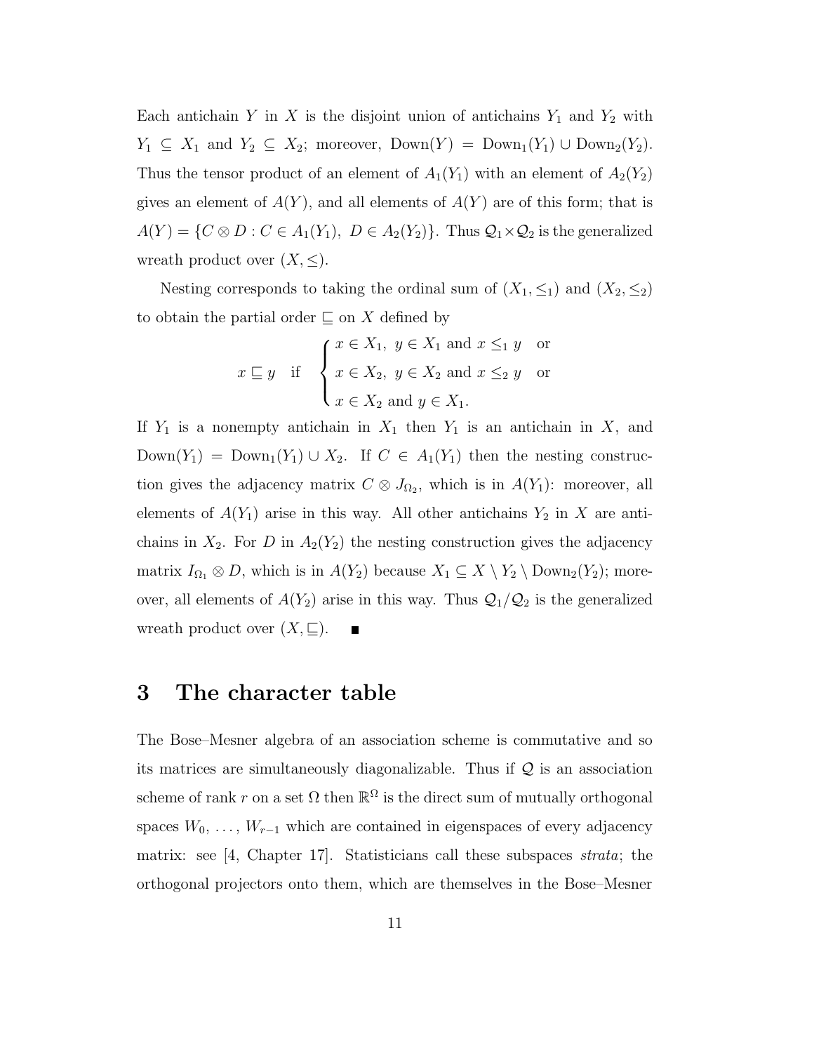Each antichain $Y$ in $X$ is the disjoint union of antichains $Y_1$ and $Y_2$ with $Y_1 \subseteq X_1$ and $Y_2 \subseteq X_2$; moreover, $\mathrm{Down}(Y) = \mathrm{Down}_1(Y_1) \cup \mathrm{Down}_2(Y_2)$. Thus the tensor product of an element of $A_1(Y_1)$ with an element of $A_2(Y_2)$ gives an element of $A(Y)$, and all elements of $A(Y)$ are of this form; that is $A(Y) = \{C \otimes D : C \in A_1(Y_1),\ D \in A_2(Y_2)\}$. Thus $\mathcal{Q}_1 \times \mathcal{Q}_2$ is the generalized wreath product over $(X, \leq)$.

Nesting corresponds to taking the ordinal sum of $(X_1, \leq_1)$ and $(X_2, \leq_2)$ to obtain the partial order $\sqsubseteq$ on $X$ defined by

$$x \sqsubseteq y \quad \text{if} \quad \begin{cases} x \in X_1,\ y \in X_1 \text{ and } x \leq_1 y & \text{or} \\ x \in X_2,\ y \in X_2 \text{ and } x \leq_2 y & \text{or} \\ x \in X_2 \text{ and } y \in X_1. \end{cases}$$

If $Y_1$ is a nonempty antichain in $X_1$ then $Y_1$ is an antichain in $X$, and $\mathrm{Down}(Y_1) = \mathrm{Down}_1(Y_1) \cup X_2$. If $C \in A_1(Y_1)$ then the nesting construction gives the adjacency matrix $C \otimes J_{\Omega_2}$, which is in $A(Y_1)$: moreover, all elements of $A(Y_1)$ arise in this way. All other antichains $Y_2$ in $X$ are antichains in $X_2$. For $D$ in $A_2(Y_2)$ the nesting construction gives the adjacency matrix $I_{\Omega_1} \otimes D$, which is in $A(Y_2)$ because $X_1 \subseteq X \setminus Y_2 \setminus \mathrm{Down}_2(Y_2)$; moreover, all elements of $A(Y_2)$ arise in this way. Thus $\mathcal{Q}_1/\mathcal{Q}_2$ is the generalized wreath product over $(X, \sqsubseteq)$. ∎

# 3 The character table

The Bose–Mesner algebra of an association scheme is commutative and so its matrices are simultaneously diagonalizable. Thus if $\mathcal{Q}$ is an association scheme of rank $r$ on a set $\Omega$ then $\mathbb{R}^\Omega$ is the direct sum of mutually orthogonal spaces $W_0, \ldots, W_{r-1}$ which are contained in eigenspaces of every adjacency matrix: see [4, Chapter 17]. Statisticians call these subspaces *strata*; the orthogonal projectors onto them, which are themselves in the Bose–Mesner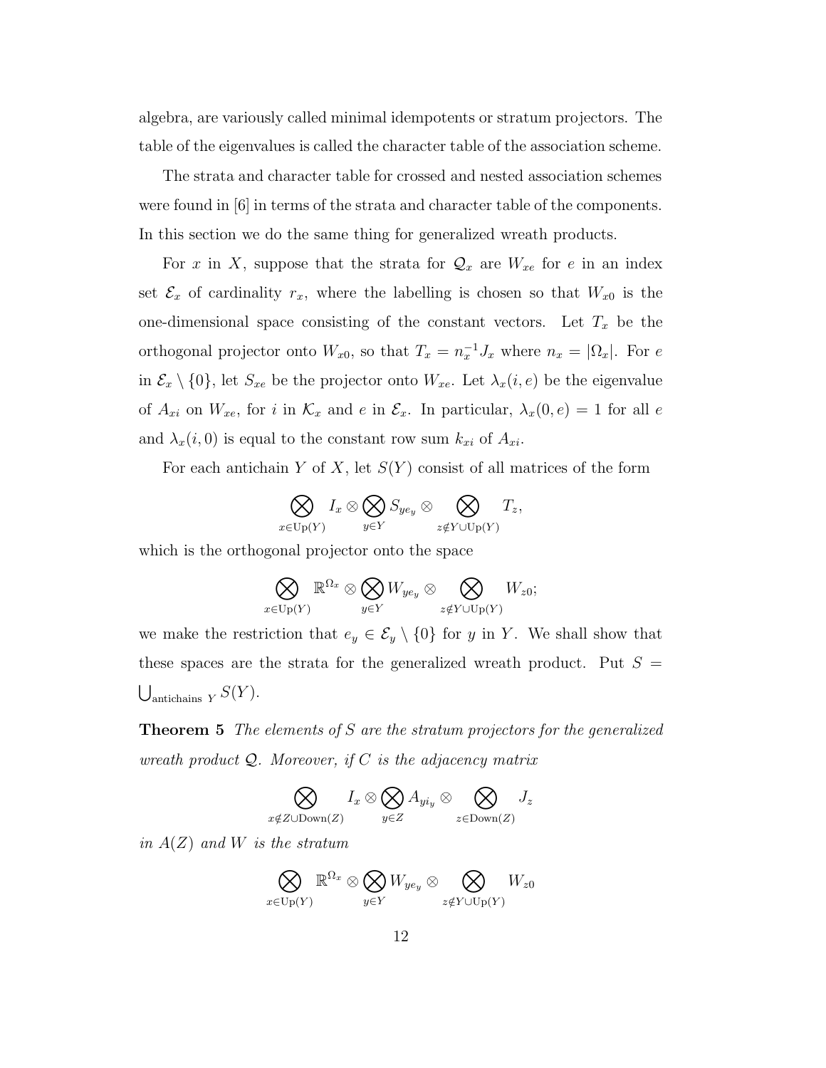algebra, are variously called minimal idempotents or stratum projectors. The table of the eigenvalues is called the character table of the association scheme.

The strata and character table for crossed and nested association schemes were found in [6] in terms of the strata and character table of the components. In this section we do the same thing for generalized wreath products.

For $x$ in $X$, suppose that the strata for $\mathcal{Q}_x$ are $W_{xe}$ for $e$ in an index set $\mathcal{E}_x$ of cardinality $r_x$, where the labelling is chosen so that $W_{x0}$ is the one-dimensional space consisting of the constant vectors. Let $T_x$ be the orthogonal projector onto $W_{x0}$, so that $T_x = n_x^{-1} J_x$ where $n_x = |\Omega_x|$. For $e$ in $\mathcal{E}_x \setminus \{0\}$, let $S_{xe}$ be the projector onto $W_{xe}$. Let $\lambda_x(i,e)$ be the eigenvalue of $A_{xi}$ on $W_{xe}$, for $i$ in $\mathcal{K}_x$ and $e$ in $\mathcal{E}_x$. In particular, $\lambda_x(0,e) = 1$ for all $e$ and $\lambda_x(i,0)$ is equal to the constant row sum $k_{xi}$ of $A_{xi}$.

For each antichain $Y$ of $X$, let $S(Y)$ consist of all matrices of the form

$$\bigotimes_{x \in \mathrm{Up}(Y)} I_x \otimes \bigotimes_{y \in Y} S_{ye_y} \otimes \bigotimes_{z \notin Y \cup \mathrm{Up}(Y)} T_z,$$

which is the orthogonal projector onto the space

$$\bigotimes_{x \in \mathrm{Up}(Y)} \mathbb{R}^{\Omega_x} \otimes \bigotimes_{y \in Y} W_{ye_y} \otimes \bigotimes_{z \notin Y \cup \mathrm{Up}(Y)} W_{z0};$$

we make the restriction that $e_y \in \mathcal{E}_y \setminus \{0\}$ for $y$ in $Y$. We shall show that these spaces are the strata for the generalized wreath product. Put $S = \bigcup_{\text{antichains } Y} S(Y)$.

**Theorem 5** *The elements of $S$ are the stratum projectors for the generalized wreath product $\mathcal{Q}$. Moreover, if $C$ is the adjacency matrix*

$$\bigotimes_{x \notin Z \cup \mathrm{Down}(Z)} I_x \otimes \bigotimes_{y \in Z} A_{yi_y} \otimes \bigotimes_{z \in \mathrm{Down}(Z)} J_z$$

*in $A(Z)$ and $W$ is the stratum*

$$\bigotimes_{x \in \mathrm{Up}(Y)} \mathbb{R}^{\Omega_x} \otimes \bigotimes_{y \in Y} W_{ye_y} \otimes \bigotimes_{z \notin Y \cup \mathrm{Up}(Y)} W_{z0}$$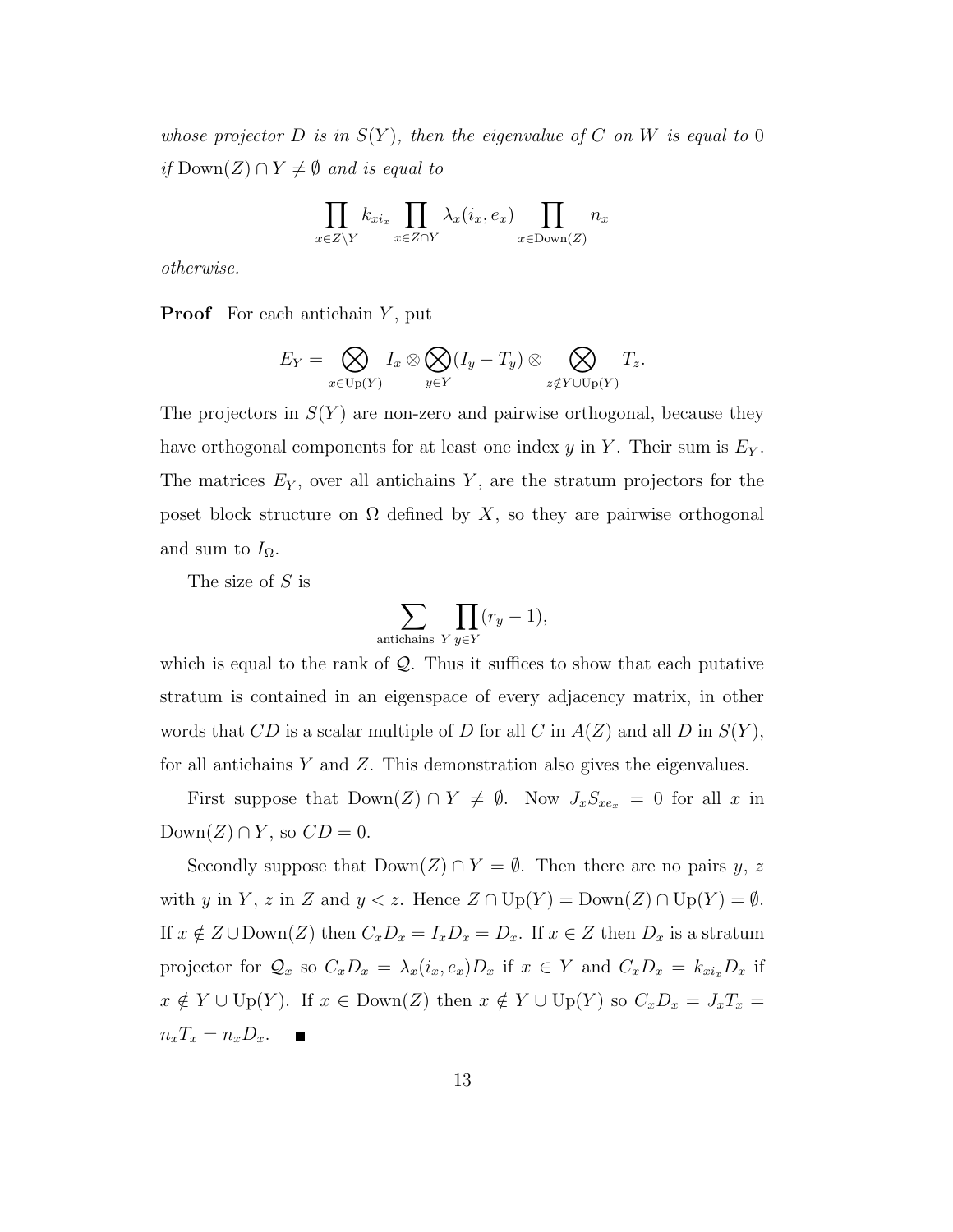*whose projector $D$ is in $S(Y)$, then the eigenvalue of $C$ on $W$ is equal to* 0 *if* $\mathrm{Down}(Z) \cap Y \neq \emptyset$ *and is equal to*

$$\prod_{x \in Z \setminus Y} k_{x i_x} \prod_{x \in Z \cap Y} \lambda_x(i_x, e_x) \prod_{x \in \mathrm{Down}(Z)} n_x$$

*otherwise.*

**Proof** For each antichain $Y$, put

$$E_Y = \bigotimes_{x \in \mathrm{Up}(Y)} I_x \otimes \bigotimes_{y \in Y} (I_y - T_y) \otimes \bigotimes_{z \notin Y \cup \mathrm{Up}(Y)} T_z.$$

The projectors in $S(Y)$ are non-zero and pairwise orthogonal, because they have orthogonal components for at least one index $y$ in $Y$. Their sum is $E_Y$. The matrices $E_Y$, over all antichains $Y$, are the stratum projectors for the poset block structure on $\Omega$ defined by $X$, so they are pairwise orthogonal and sum to $I_\Omega$.

The size of $S$ is

$$\sum_{\text{antichains } Y} \prod_{y \in Y} (r_y - 1),$$

which is equal to the rank of $\mathcal{Q}$. Thus it suffices to show that each putative stratum is contained in an eigenspace of every adjacency matrix, in other words that $CD$ is a scalar multiple of $D$ for all $C$ in $A(Z)$ and all $D$ in $S(Y)$, for all antichains $Y$ and $Z$. This demonstration also gives the eigenvalues.

First suppose that $\mathrm{Down}(Z) \cap Y \neq \emptyset$. Now $J_x S_{x e_x} = 0$ for all $x$ in $\mathrm{Down}(Z) \cap Y$, so $CD = 0$.

Secondly suppose that $\mathrm{Down}(Z) \cap Y = \emptyset$. Then there are no pairs $y$, $z$ with $y$ in $Y$, $z$ in $Z$ and $y < z$. Hence $Z \cap \mathrm{Up}(Y) = \mathrm{Down}(Z) \cap \mathrm{Up}(Y) = \emptyset$. If $x \notin Z \cup \mathrm{Down}(Z)$ then $C_x D_x = I_x D_x = D_x$. If $x \in Z$ then $D_x$ is a stratum projector for $\mathcal{Q}_x$ so $C_x D_x = \lambda_x(i_x, e_x) D_x$ if $x \in Y$ and $C_x D_x = k_{x i_x} D_x$ if $x \notin Y \cup \mathrm{Up}(Y)$. If $x \in \mathrm{Down}(Z)$ then $x \notin Y \cup \mathrm{Up}(Y)$ so $C_x D_x = J_x T_x = n_x T_x = n_x D_x$. ■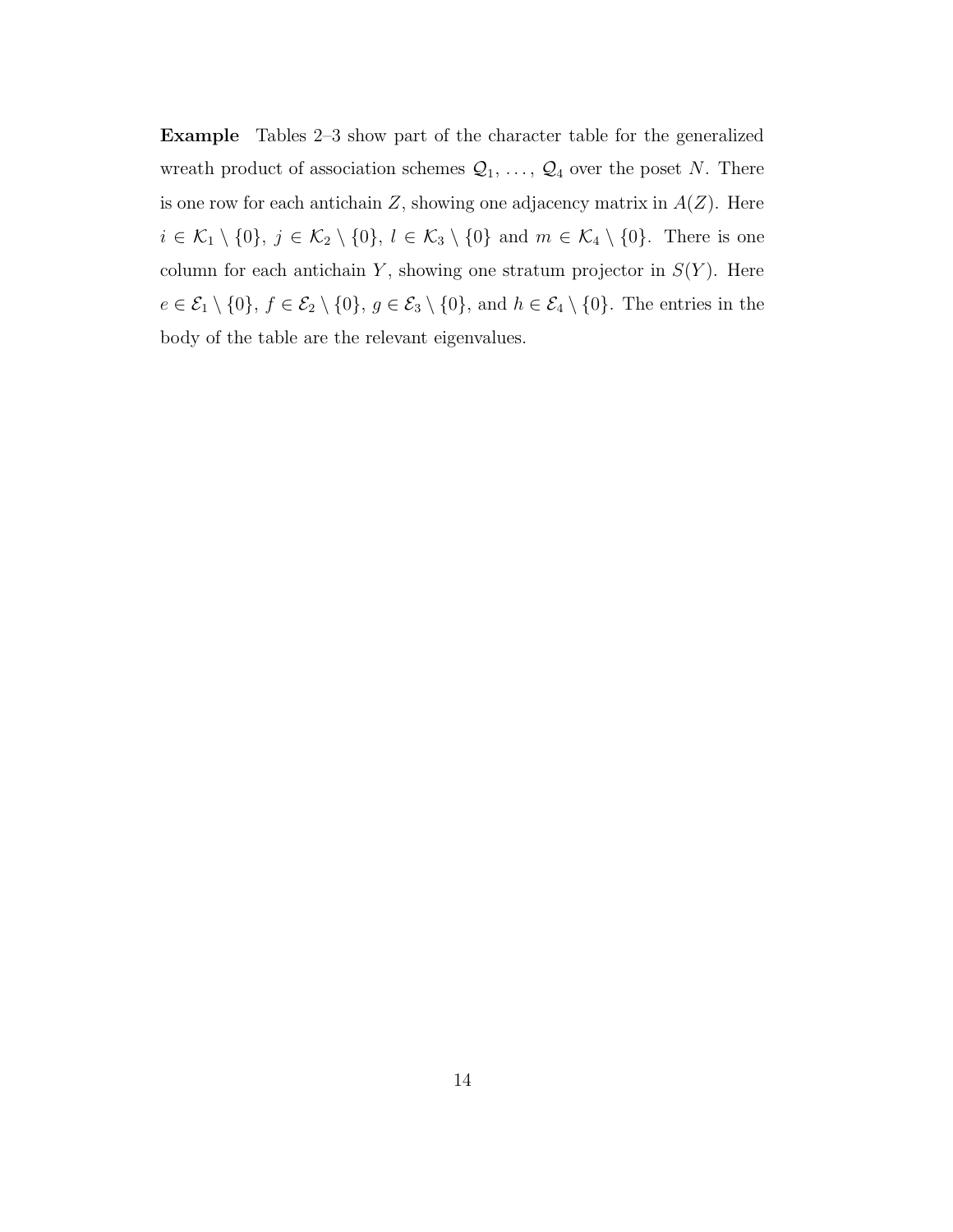**Example** Tables 2–3 show part of the character table for the generalized wreath product of association schemes $\mathcal{Q}_1, \ldots, \mathcal{Q}_4$ over the poset $N$. There is one row for each antichain $Z$, showing one adjacency matrix in $A(Z)$. Here $i \in \mathcal{K}_1 \setminus \{0\}$, $j \in \mathcal{K}_2 \setminus \{0\}$, $l \in \mathcal{K}_3 \setminus \{0\}$ and $m \in \mathcal{K}_4 \setminus \{0\}$. There is one column for each antichain $Y$, showing one stratum projector in $S(Y)$. Here $e \in \mathcal{E}_1 \setminus \{0\}$, $f \in \mathcal{E}_2 \setminus \{0\}$, $g \in \mathcal{E}_3 \setminus \{0\}$, and $h \in \mathcal{E}_4 \setminus \{0\}$. The entries in the body of the table are the relevant eigenvalues.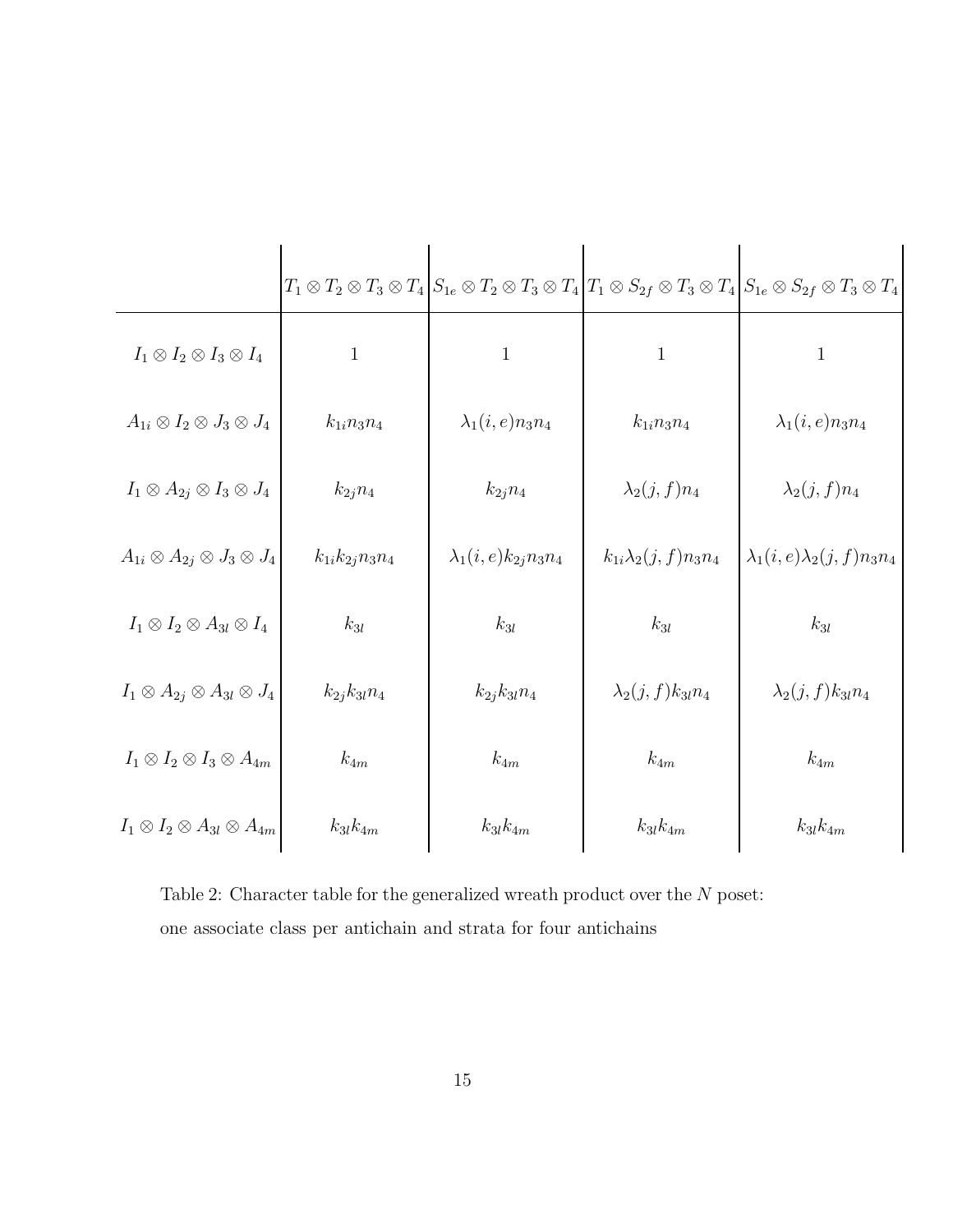| | $T_1 \otimes T_2 \otimes T_3 \otimes T_4$ | $S_{1e} \otimes T_2 \otimes T_3 \otimes T_4$ | $T_1 \otimes S_{2f} \otimes T_3 \otimes T_4$ | $S_{1e} \otimes S_{2f} \otimes T_3 \otimes T_4$ |
|---|---|---|---|---|
| $I_1 \otimes I_2 \otimes I_3 \otimes I_4$ | $1$ | $1$ | $1$ | $1$ |
| $A_{1i} \otimes I_2 \otimes J_3 \otimes J_4$ | $k_{1i}n_3n_4$ | $\lambda_1(i,e)n_3n_4$ | $k_{1i}n_3n_4$ | $\lambda_1(i,e)n_3n_4$ |
| $I_1 \otimes A_{2j} \otimes I_3 \otimes J_4$ | $k_{2j}n_4$ | $k_{2j}n_4$ | $\lambda_2(j,f)n_4$ | $\lambda_2(j,f)n_4$ |
| $A_{1i} \otimes A_{2j} \otimes J_3 \otimes J_4$ | $k_{1i}k_{2j}n_3n_4$ | $\lambda_1(i,e)k_{2j}n_3n_4$ | $k_{1i}\lambda_2(j,f)n_3n_4$ | $\lambda_1(i,e)\lambda_2(j,f)n_3n_4$ |
| $I_1 \otimes I_2 \otimes A_{3l} \otimes I_4$ | $k_{3l}$ | $k_{3l}$ | $k_{3l}$ | $k_{3l}$ |
| $I_1 \otimes A_{2j} \otimes A_{3l} \otimes J_4$ | $k_{2j}k_{3l}n_4$ | $k_{2j}k_{3l}n_4$ | $\lambda_2(j,f)k_{3l}n_4$ | $\lambda_2(j,f)k_{3l}n_4$ |
| $I_1 \otimes I_2 \otimes I_3 \otimes A_{4m}$ | $k_{4m}$ | $k_{4m}$ | $k_{4m}$ | $k_{4m}$ |
| $I_1 \otimes I_2 \otimes A_{3l} \otimes A_{4m}$ | $k_{3l}k_{4m}$ | $k_{3l}k_{4m}$ | $k_{3l}k_{4m}$ | $k_{3l}k_{4m}$ |

Table 2: Character table for the generalized wreath product over the $N$ poset: one associate class per antichain and strata for four antichains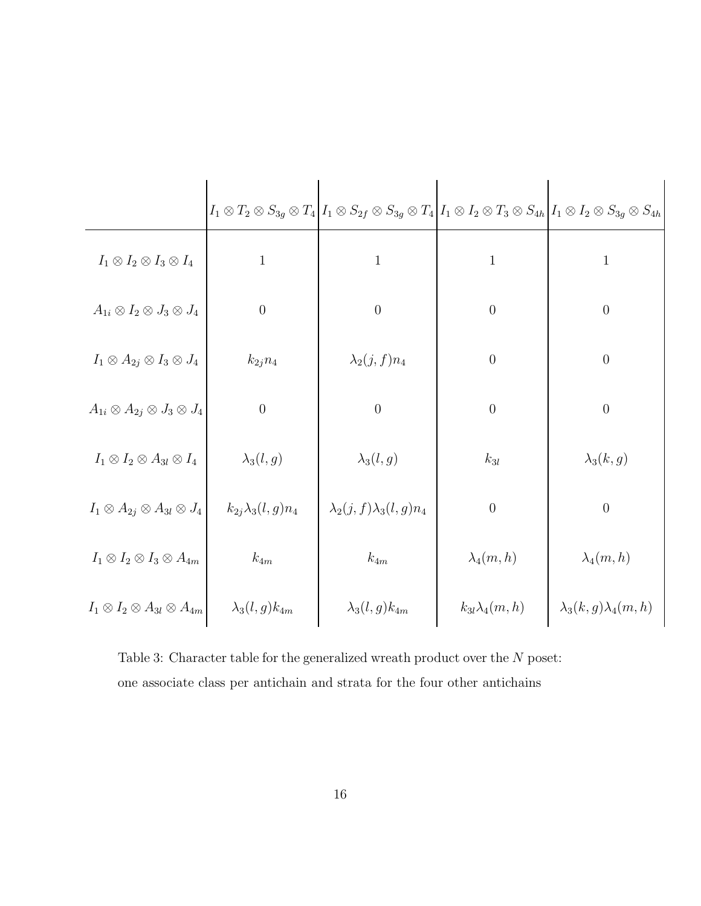| | $I_1 \otimes T_2 \otimes S_{3g} \otimes T_4$ | $I_1 \otimes S_{2f} \otimes S_{3g} \otimes T_4$ | $I_1 \otimes I_2 \otimes T_3 \otimes S_{4h}$ | $I_1 \otimes I_2 \otimes S_{3g} \otimes S_{4h}$ |
|---|---|---|---|---|
| $I_1 \otimes I_2 \otimes I_3 \otimes I_4$ | $1$ | $1$ | $1$ | $1$ |
| $A_{1i} \otimes I_2 \otimes J_3 \otimes J_4$ | $0$ | $0$ | $0$ | $0$ |
| $I_1 \otimes A_{2j} \otimes I_3 \otimes J_4$ | $k_{2j} n_4$ | $\lambda_2(j,f) n_4$ | $0$ | $0$ |
| $A_{1i} \otimes A_{2j} \otimes J_3 \otimes J_4$ | $0$ | $0$ | $0$ | $0$ |
| $I_1 \otimes I_2 \otimes A_{3l} \otimes I_4$ | $\lambda_3(l,g)$ | $\lambda_3(l,g)$ | $k_{3l}$ | $\lambda_3(k,g)$ |
| $I_1 \otimes A_{2j} \otimes A_{3l} \otimes J_4$ | $k_{2j} \lambda_3(l,g) n_4$ | $\lambda_2(j,f) \lambda_3(l,g) n_4$ | $0$ | $0$ |
| $I_1 \otimes I_2 \otimes I_3 \otimes A_{4m}$ | $k_{4m}$ | $k_{4m}$ | $\lambda_4(m,h)$ | $\lambda_4(m,h)$ |
| $I_1 \otimes I_2 \otimes A_{3l} \otimes A_{4m}$ | $\lambda_3(l,g) k_{4m}$ | $\lambda_3(l,g) k_{4m}$ | $k_{3l} \lambda_4(m,h)$ | $\lambda_3(k,g) \lambda_4(m,h)$ |

Table 3: Character table for the generalized wreath product over the $N$ poset: one associate class per antichain and strata for the four other antichains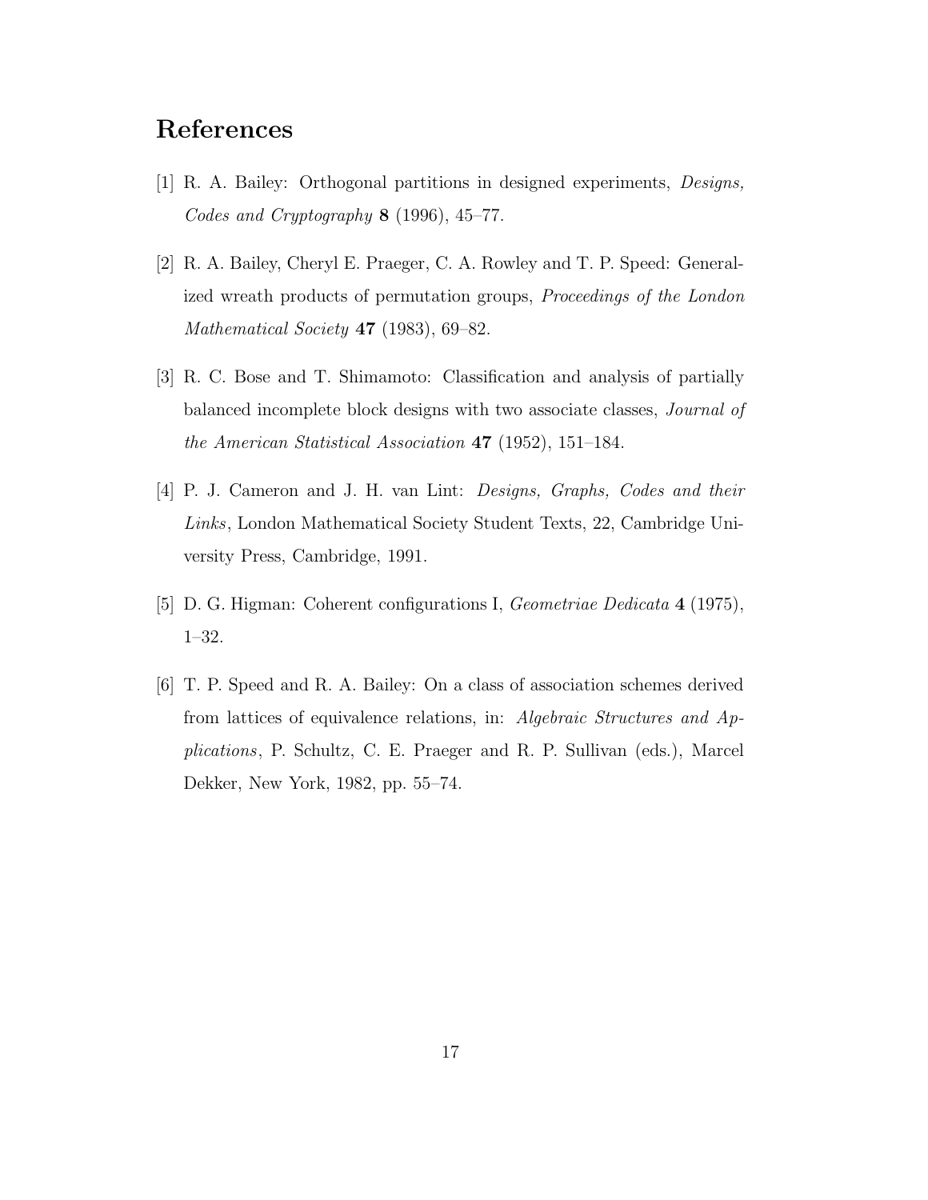# References

[1] R. A. Bailey: Orthogonal partitions in designed experiments, *Designs, Codes and Cryptography* **8** (1996), 45–77.

[2] R. A. Bailey, Cheryl E. Praeger, C. A. Rowley and T. P. Speed: Generalized wreath products of permutation groups, *Proceedings of the London Mathematical Society* **47** (1983), 69–82.

[3] R. C. Bose and T. Shimamoto: Classification and analysis of partially balanced incomplete block designs with two associate classes, *Journal of the American Statistical Association* **47** (1952), 151–184.

[4] P. J. Cameron and J. H. van Lint: *Designs, Graphs, Codes and their Links*, London Mathematical Society Student Texts, 22, Cambridge University Press, Cambridge, 1991.

[5] D. G. Higman: Coherent configurations I, *Geometriae Dedicata* **4** (1975), 1–32.

[6] T. P. Speed and R. A. Bailey: On a class of association schemes derived from lattices of equivalence relations, in: *Algebraic Structures and Applications*, P. Schultz, C. E. Praeger and R. P. Sullivan (eds.), Marcel Dekker, New York, 1982, pp. 55–74.